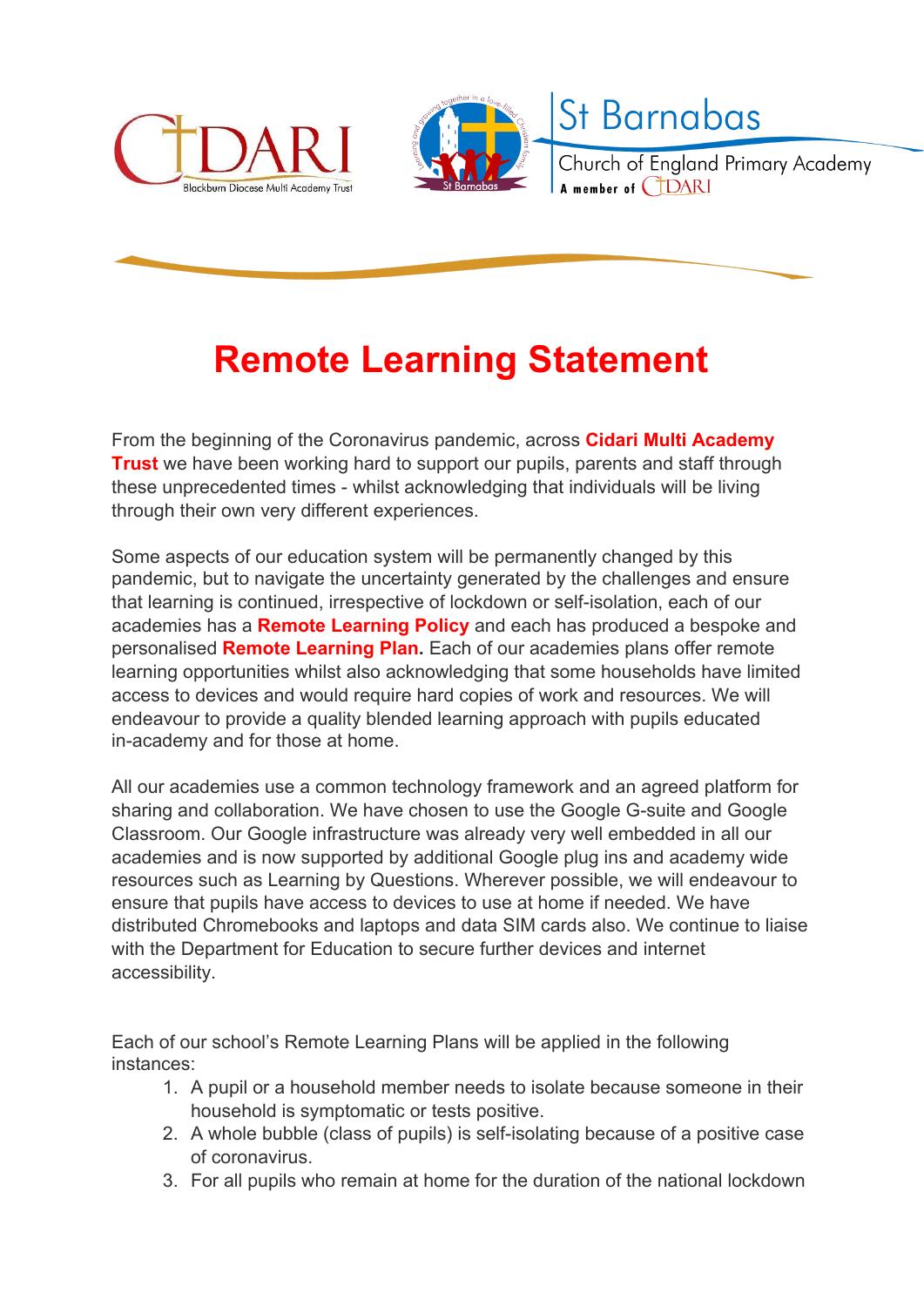# Remote Learning Statement

From the beginning of the Coronavirus pandemic, across **Cidari Multi Academy Trust** we have been working hard to support our pupils, parents and staff through these unprecedented times - whilst acknowledging that individuals will be living through their own very different experiences.

Some aspects of our education system will be permanently changed by this pandemic, but to navigate the uncertainty generated by the challenges and ensure that learning is continued, irrespective of lockdown or self-isolation, each of our academies has a **Remote Learning Policy** and each has produced a bespoke and personalised **Remote Learning Plan.** Each of our academies plans offer remote learning opportunities whilst also acknowledging that some households have limited access to devices and would require hard copies of work and resources. We will endeavour to provide a quality blended learning approach with pupils educated in-academy and for those at home.

All our academies use a common technology framework and an agreed platform for sharing and collaboration. We have chosen to use the Google G-suite and Google Classroom. Our Google infrastructure was already very well embedded in all our academies and is now supported by additional Google plug ins and academy wide resources such as Learning by Questions. Wherever possible, we will endeavour to ensure that pupils have access to devices to use at home if needed. We have distributed Chromebooks and laptops and data SIM cards also. We continue to liaise with the Department for Education to secure further devices and internet accessibility.

Each of our school's Remote Learning Plans will be applied in the following instances:

1. A pupil or a household member needs to isolate because someone in their household is symptomatic or tests positive.
2. A whole bubble (class of pupils) is self-isolating because of a positive case of coronavirus.
3. For all pupils who remain at home for the duration of the national lockdown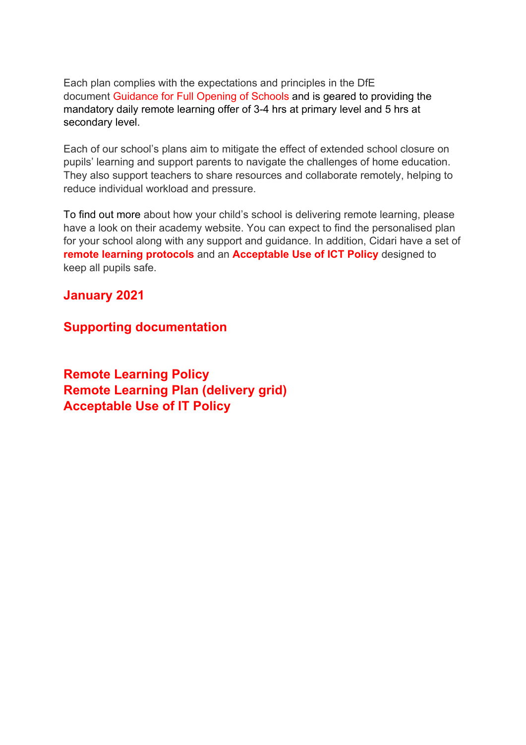Each plan complies with the expectations and principles in the DfE document Guidance for Full Opening of Schools and is geared to providing the mandatory daily remote learning offer of 3-4 hrs at primary level and 5 hrs at secondary level.

Each of our school's plans aim to mitigate the effect of extended school closure on pupils' learning and support parents to navigate the challenges of home education. They also support teachers to share resources and collaborate remotely, helping to reduce individual workload and pressure.

To find out more about how your child's school is delivering remote learning, please have a look on their academy website. You can expect to find the personalised plan for your school along with any support and guidance. In addition, Cidari have a set of **remote learning protocols** and an **Acceptable Use of ICT Policy** designed to keep all pupils safe.

## January 2021

## Supporting documentation

**Remote Learning Policy**
**Remote Learning Plan (delivery grid)**
**Acceptable Use of IT Policy**